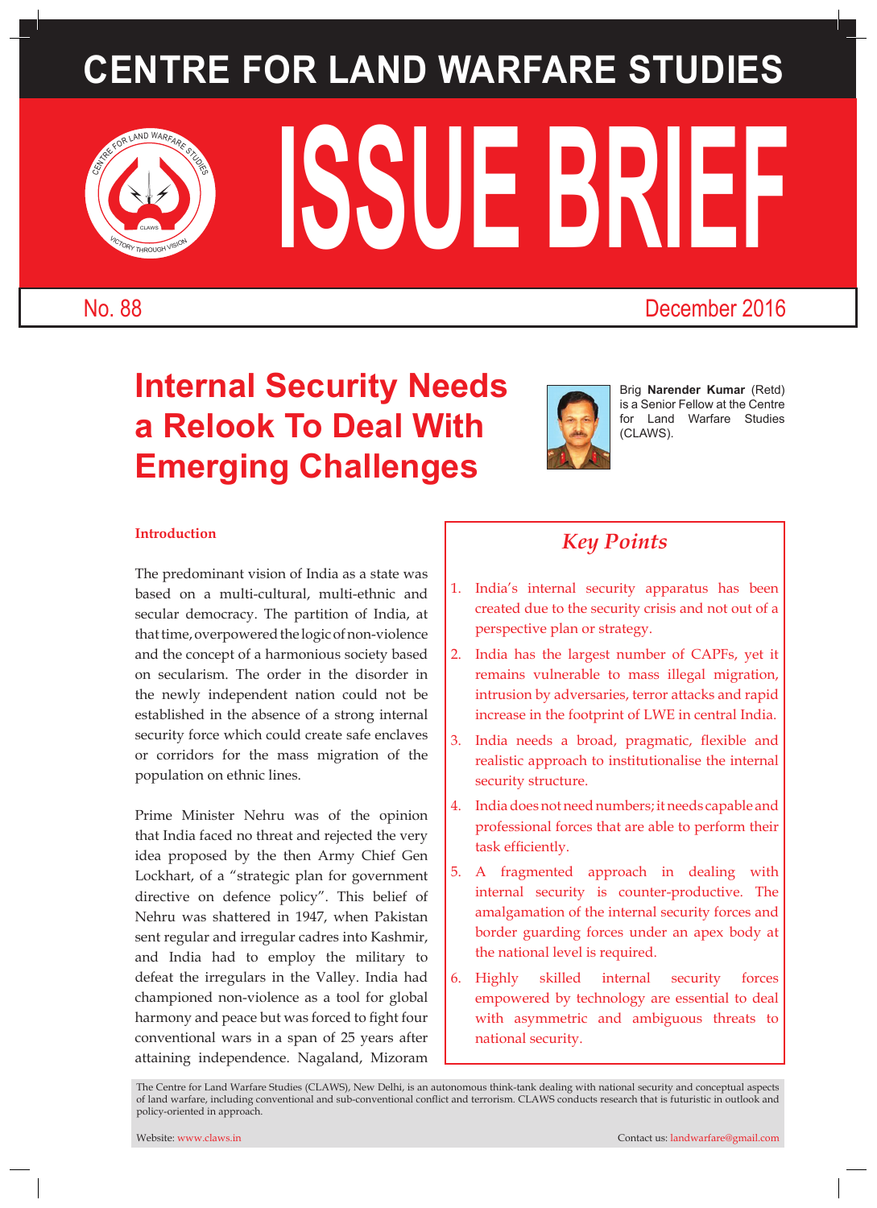# CENTRE FOR LAND WARFARE STUDIES

# ISSUE BRIEF

No. 88 December 2016

## Internal Security Needs a Relook To Deal With Emerging Challenges

Brig **Narender Kumar** (Retd) is a Senior Fellow at the Centre for Land Warfare Studies (CLAWS).

### Introduction

The predominant vision of India as a state was based on a multi-cultural, multi-ethnic and secular democracy. The partition of India, at that time, overpowered the logic of non-violence and the concept of a harmonious society based on secularism. The order in the disorder in the newly independent nation could not be established in the absence of a strong internal security force which could create safe enclaves or corridors for the mass migration of the population on ethnic lines.

Prime Minister Nehru was of the opinion that India faced no threat and rejected the very idea proposed by the then Army Chief Gen Lockhart, of a "strategic plan for government directive on defence policy". This belief of Nehru was shattered in 1947, when Pakistan sent regular and irregular cadres into Kashmir, and India had to employ the military to defeat the irregulars in the Valley. India had championed non-violence as a tool for global harmony and peace but was forced to fight four conventional wars in a span of 25 years after attaining independence. Nagaland, Mizoram

### *Key Points*

1. India's internal security apparatus has been created due to the security crisis and not out of a perspective plan or strategy.
2. India has the largest number of CAPFs, yet it remains vulnerable to mass illegal migration, intrusion by adversaries, terror attacks and rapid increase in the footprint of LWE in central India.
3. India needs a broad, pragmatic, flexible and realistic approach to institutionalise the internal security structure.
4. India does not need numbers; it needs capable and professional forces that are able to perform their task efficiently.
5. A fragmented approach in dealing with internal security is counter-productive. The amalgamation of the internal security forces and border guarding forces under an apex body at the national level is required.
6. Highly skilled internal security forces empowered by technology are essential to deal with asymmetric and ambiguous threats to national security.

The Centre for Land Warfare Studies (CLAWS), New Delhi, is an autonomous think-tank dealing with national security and conceptual aspects of land warfare, including conventional and sub-conventional conflict and terrorism. CLAWS conducts research that is futuristic in outlook and policy-oriented in approach.

Website: www.claws.in Contact us: landwarfare@gmail.com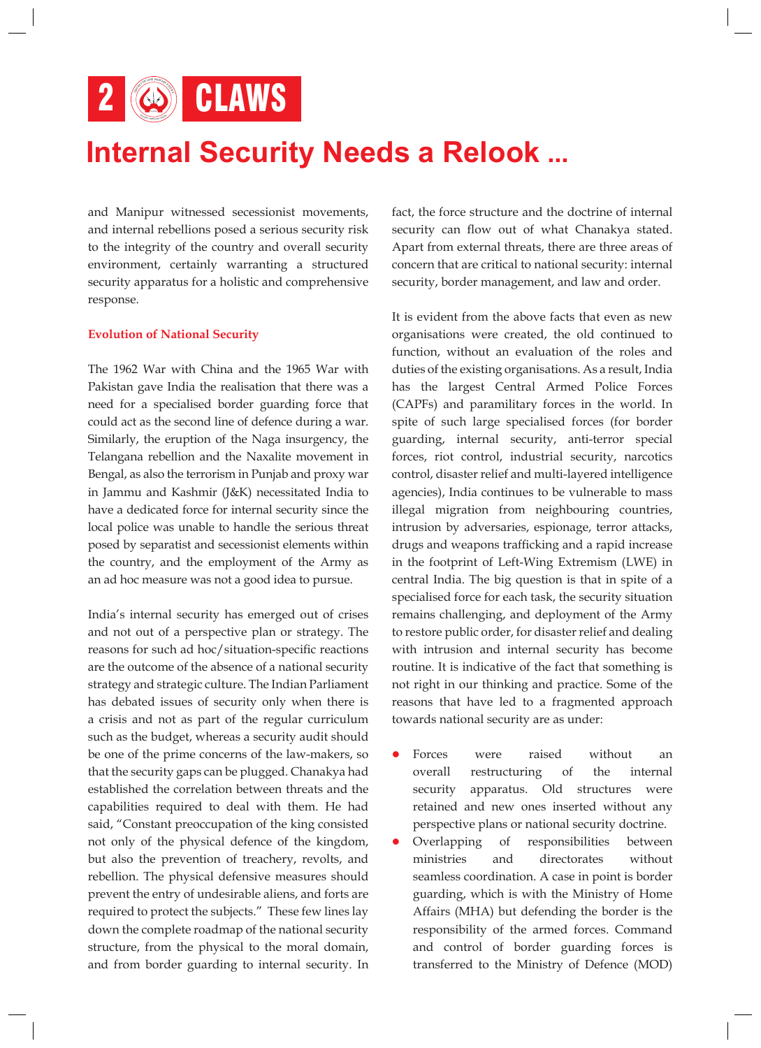and Manipur witnessed secessionist movements, and internal rebellions posed a serious security risk to the integrity of the country and overall security environment, certainly warranting a structured security apparatus for a holistic and comprehensive response.

## Evolution of National Security

The 1962 War with China and the 1965 War with Pakistan gave India the realisation that there was a need for a specialised border guarding force that could act as the second line of defence during a war. Similarly, the eruption of the Naga insurgency, the Telangana rebellion and the Naxalite movement in Bengal, as also the terrorism in Punjab and proxy war in Jammu and Kashmir (J&K) necessitated India to have a dedicated force for internal security since the local police was unable to handle the serious threat posed by separatist and secessionist elements within the country, and the employment of the Army as an ad hoc measure was not a good idea to pursue.

India's internal security has emerged out of crises and not out of a perspective plan or strategy. The reasons for such ad hoc/situation-specific reactions are the outcome of the absence of a national security strategy and strategic culture. The Indian Parliament has debated issues of security only when there is a crisis and not as part of the regular curriculum such as the budget, whereas a security audit should be one of the prime concerns of the law-makers, so that the security gaps can be plugged. Chanakya had established the correlation between threats and the capabilities required to deal with them. He had said, "Constant preoccupation of the king consisted not only of the physical defence of the kingdom, but also the prevention of treachery, revolts, and rebellion. The physical defensive measures should prevent the entry of undesirable aliens, and forts are required to protect the subjects." These few lines lay down the complete roadmap of the national security structure, from the physical to the moral domain, and from border guarding to internal security. In fact, the force structure and the doctrine of internal security can flow out of what Chanakya stated. Apart from external threats, there are three areas of concern that are critical to national security: internal security, border management, and law and order.

It is evident from the above facts that even as new organisations were created, the old continued to function, without an evaluation of the roles and duties of the existing organisations. As a result, India has the largest Central Armed Police Forces (CAPFs) and paramilitary forces in the world. In spite of such large specialised forces (for border guarding, internal security, anti-terror special forces, riot control, industrial security, narcotics control, disaster relief and multi-layered intelligence agencies), India continues to be vulnerable to mass illegal migration from neighbouring countries, intrusion by adversaries, espionage, terror attacks, drugs and weapons trafficking and a rapid increase in the footprint of Left-Wing Extremism (LWE) in central India. The big question is that in spite of a specialised force for each task, the security situation remains challenging, and deployment of the Army to restore public order, for disaster relief and dealing with intrusion and internal security has become routine. It is indicative of the fact that something is not right in our thinking and practice. Some of the reasons that have led to a fragmented approach towards national security are as under:

- Forces were raised without an overall restructuring of the internal security apparatus. Old structures were retained and new ones inserted without any perspective plans or national security doctrine.
- Overlapping of responsibilities between ministries and directorates without seamless coordination. A case in point is border guarding, which is with the Ministry of Home Affairs (MHA) but defending the border is the responsibility of the armed forces. Command and control of border guarding forces is transferred to the Ministry of Defence (MOD)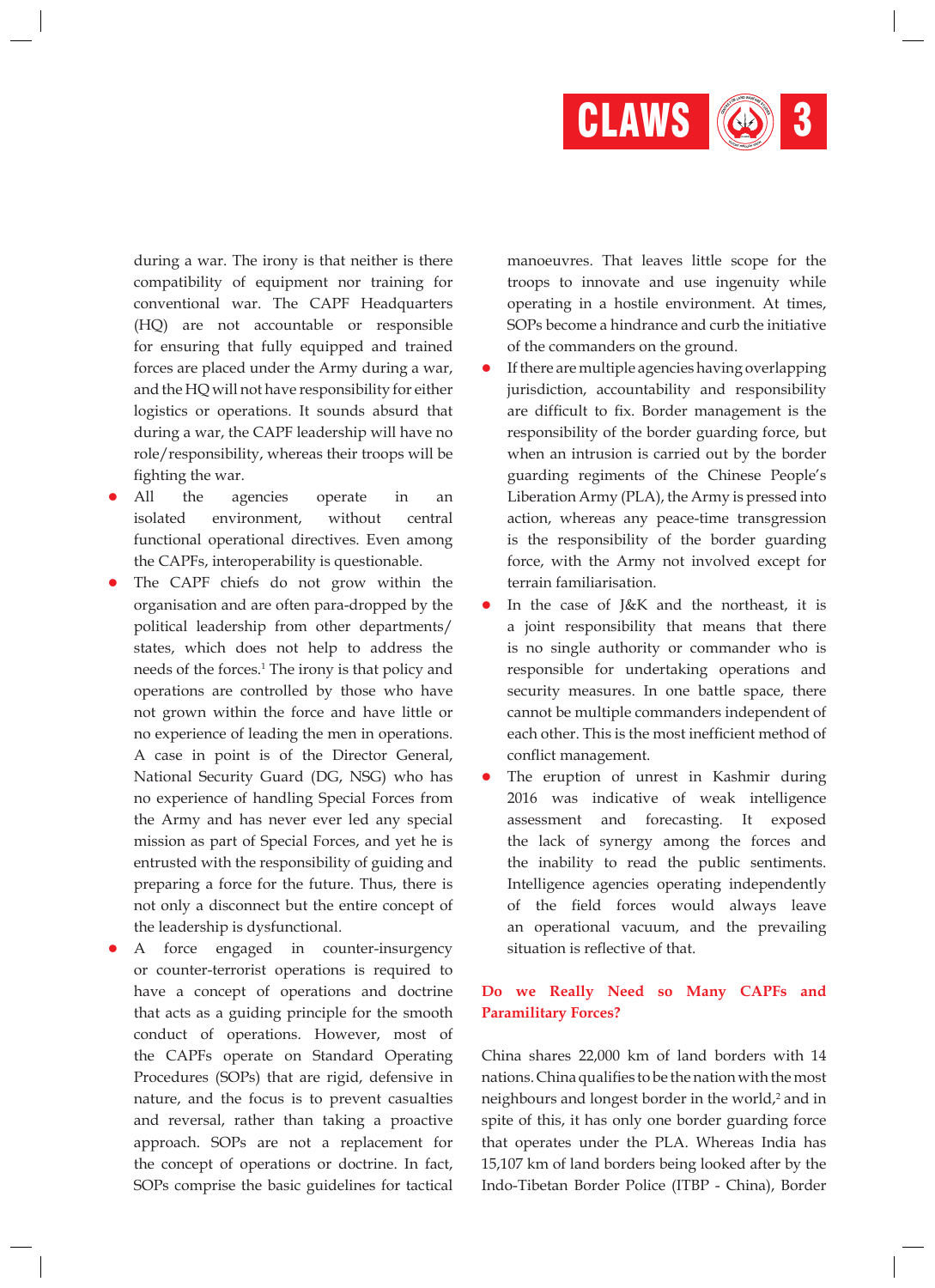during a war. The irony is that neither is there compatibility of equipment nor training for conventional war. The CAPF Headquarters (HQ) are not accountable or responsible for ensuring that fully equipped and trained forces are placed under the Army during a war, and the HQ will not have responsibility for either logistics or operations. It sounds absurd that during a war, the CAPF leadership will have no role/responsibility, whereas their troops will be fighting the war.

- All the agencies operate in an isolated environment, without central functional operational directives. Even among the CAPFs, interoperability is questionable.
- The CAPF chiefs do not grow within the organisation and are often para-dropped by the political leadership from other departments/ states, which does not help to address the needs of the forces.[1] The irony is that policy and operations are controlled by those who have not grown within the force and have little or no experience of leading the men in operations. A case in point is of the Director General, National Security Guard (DG, NSG) who has no experience of handling Special Forces from the Army and has never ever led any special mission as part of Special Forces, and yet he is entrusted with the responsibility of guiding and preparing a force for the future. Thus, there is not only a disconnect but the entire concept of the leadership is dysfunctional.
- A force engaged in counter-insurgency or counter-terrorist operations is required to have a concept of operations and doctrine that acts as a guiding principle for the smooth conduct of operations. However, most of the CAPFs operate on Standard Operating Procedures (SOPs) that are rigid, defensive in nature, and the focus is to prevent casualties and reversal, rather than taking a proactive approach. SOPs are not a replacement for the concept of operations or doctrine. In fact, SOPs comprise the basic guidelines for tactical manoeuvres. That leaves little scope for the troops to innovate and use ingenuity while operating in a hostile environment. At times, SOPs become a hindrance and curb the initiative of the commanders on the ground.
- If there are multiple agencies having overlapping jurisdiction, accountability and responsibility are difficult to fix. Border management is the responsibility of the border guarding force, but when an intrusion is carried out by the border guarding regiments of the Chinese People's Liberation Army (PLA), the Army is pressed into action, whereas any peace-time transgression is the responsibility of the border guarding force, with the Army not involved except for terrain familiarisation.
- In the case of J&K and the northeast, it is a joint responsibility that means that there is no single authority or commander who is responsible for undertaking operations and security measures. In one battle space, there cannot be multiple commanders independent of each other. This is the most inefficient method of conflict management.
- The eruption of unrest in Kashmir during 2016 was indicative of weak intelligence assessment and forecasting. It exposed the lack of synergy among the forces and the inability to read the public sentiments. Intelligence agencies operating independently of the field forces would always leave an operational vacuum, and the prevailing situation is reflective of that.

## Do we Really Need so Many CAPFs and Paramilitary Forces?

China shares 22,000 km of land borders with 14 nations. China qualifies to be the nation with the most neighbours and longest border in the world,[2] and in spite of this, it has only one border guarding force that operates under the PLA. Whereas India has 15,107 km of land borders being looked after by the Indo-Tibetan Border Police (ITBP - China), Border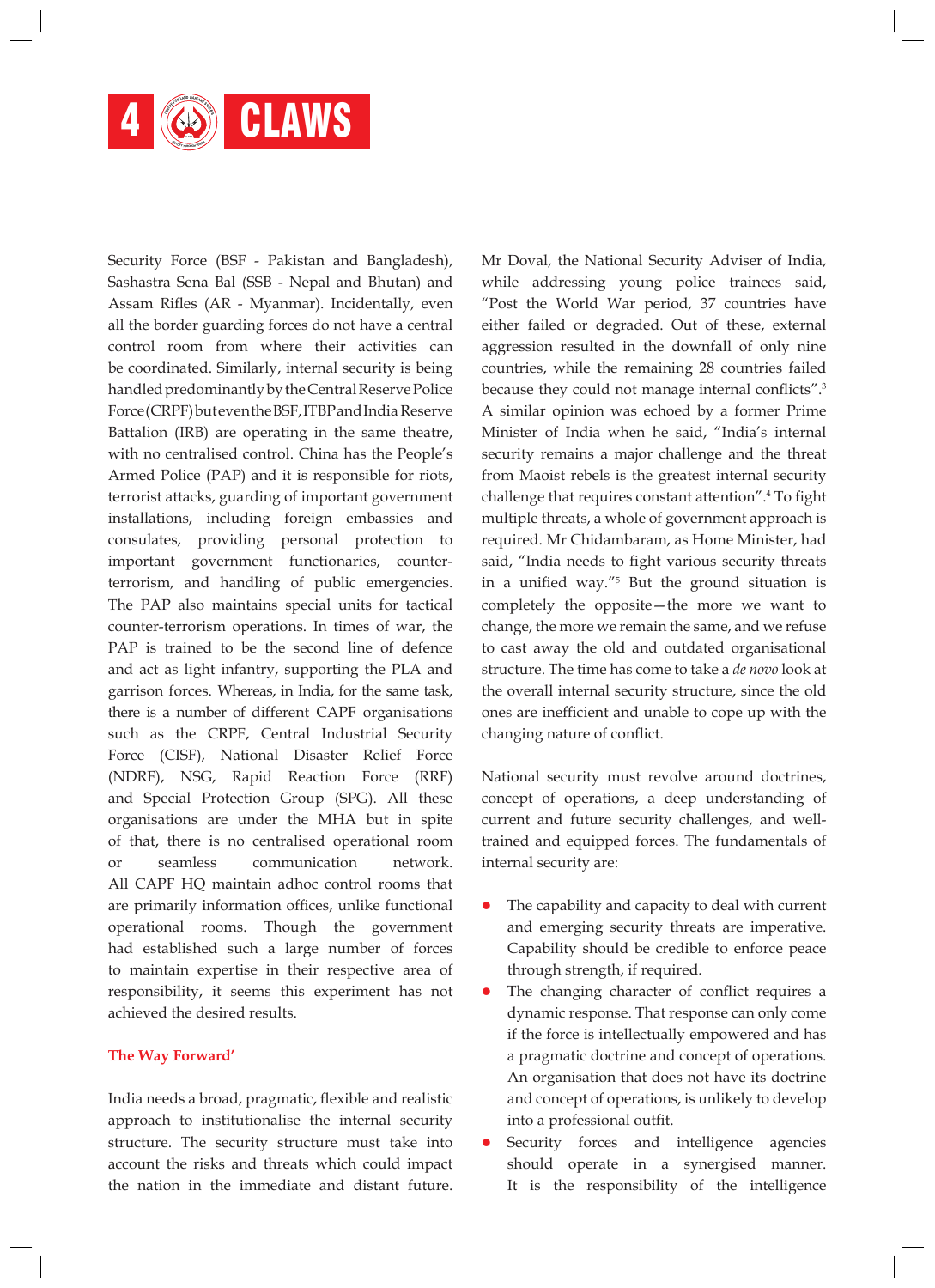Security Force (BSF - Pakistan and Bangladesh), Sashastra Sena Bal (SSB - Nepal and Bhutan) and Assam Rifles (AR - Myanmar). Incidentally, even all the border guarding forces do not have a central control room from where their activities can be coordinated. Similarly, internal security is being handled predominantly by the Central Reserve Police Force (CRPF) but even the BSF, ITBP and India Reserve Battalion (IRB) are operating in the same theatre, with no centralised control. China has the People's Armed Police (PAP) and it is responsible for riots, terrorist attacks, guarding of important government installations, including foreign embassies and consulates, providing personal protection to important government functionaries, counter-terrorism, and handling of public emergencies. The PAP also maintains special units for tactical counter-terrorism operations. In times of war, the PAP is trained to be the second line of defence and act as light infantry, supporting the PLA and garrison forces. Whereas, in India, for the same task, there is a number of different CAPF organisations such as the CRPF, Central Industrial Security Force (CISF), National Disaster Relief Force (NDRF), NSG, Rapid Reaction Force (RRF) and Special Protection Group (SPG). All these organisations are under the MHA but in spite of that, there is no centralised operational room or seamless communication network. All CAPF HQ maintain adhoc control rooms that are primarily information offices, unlike functional operational rooms. Though the government had established such a large number of forces to maintain expertise in their respective area of responsibility, it seems this experiment has not achieved the desired results.

## The Way Forward'

India needs a broad, pragmatic, flexible and realistic approach to institutionalise the internal security structure. The security structure must take into account the risks and threats which could impact the nation in the immediate and distant future. Mr Doval, the National Security Adviser of India, while addressing young police trainees said, "Post the World War period, 37 countries have either failed or degraded. Out of these, external aggression resulted in the downfall of only nine countries, while the remaining 28 countries failed because they could not manage internal conflicts".[3] A similar opinion was echoed by a former Prime Minister of India when he said, "India's internal security remains a major challenge and the threat from Maoist rebels is the greatest internal security challenge that requires constant attention".[4] To fight multiple threats, a whole of government approach is required. Mr Chidambaram, as Home Minister, had said, "India needs to fight various security threats in a unified way."[5] But the ground situation is completely the opposite—the more we want to change, the more we remain the same, and we refuse to cast away the old and outdated organisational structure. The time has come to take a *de novo* look at the overall internal security structure, since the old ones are inefficient and unable to cope up with the changing nature of conflict.

National security must revolve around doctrines, concept of operations, a deep understanding of current and future security challenges, and well-trained and equipped forces. The fundamentals of internal security are:

- The capability and capacity to deal with current and emerging security threats are imperative. Capability should be credible to enforce peace through strength, if required.
- The changing character of conflict requires a dynamic response. That response can only come if the force is intellectually empowered and has a pragmatic doctrine and concept of operations. An organisation that does not have its doctrine and concept of operations, is unlikely to develop into a professional outfit.
- Security forces and intelligence agencies should operate in a synergised manner. It is the responsibility of the intelligence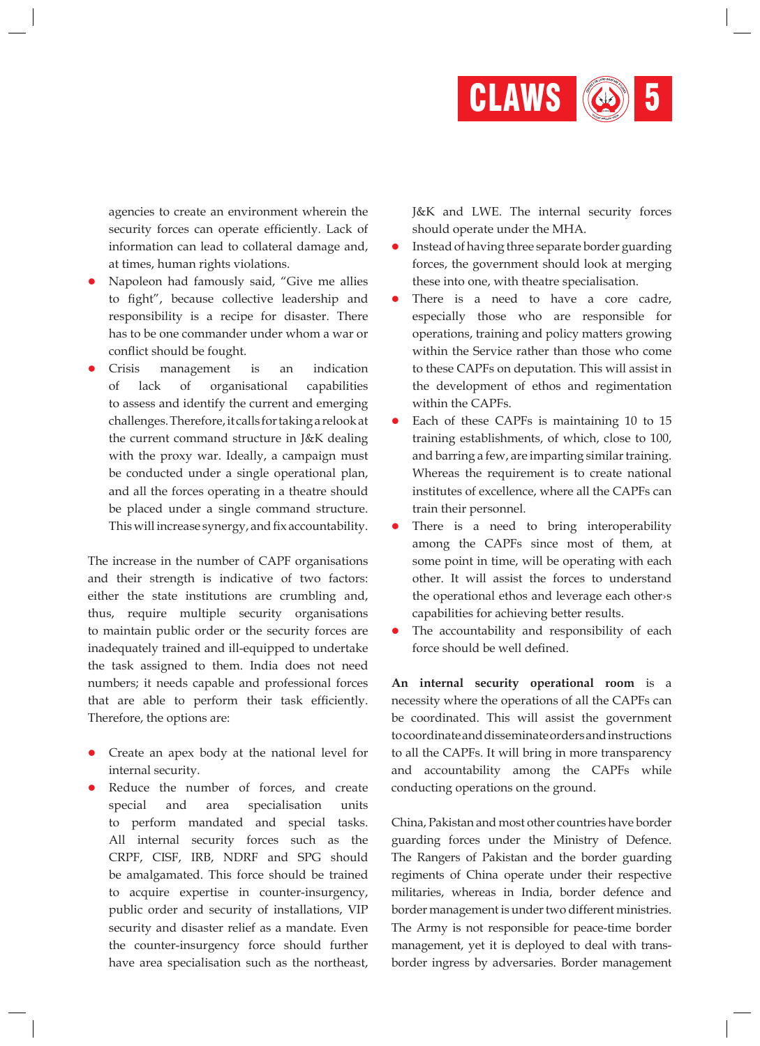agencies to create an environment wherein the security forces can operate efficiently. Lack of information can lead to collateral damage and, at times, human rights violations.

- Napoleon had famously said, “Give me allies to fight”, because collective leadership and responsibility is a recipe for disaster. There has to be one commander under whom a war or conflict should be fought.
- Crisis management is an indication of lack of organisational capabilities to assess and identify the current and emerging challenges. Therefore, it calls for taking a relook at the current command structure in J&K dealing with the proxy war. Ideally, a campaign must be conducted under a single operational plan, and all the forces operating in a theatre should be placed under a single command structure. This will increase synergy, and fix accountability.

The increase in the number of CAPF organisations and their strength is indicative of two factors: either the state institutions are crumbling and, thus, require multiple security organisations to maintain public order or the security forces are inadequately trained and ill-equipped to undertake the task assigned to them. India does not need numbers; it needs capable and professional forces that are able to perform their task efficiently. Therefore, the options are:

- Create an apex body at the national level for internal security.
- Reduce the number of forces, and create special and area specialisation units to perform mandated and special tasks. All internal security forces such as the CRPF, CISF, IRB, NDRF and SPG should be amalgamated. This force should be trained to acquire expertise in counter-insurgency, public order and security of installations, VIP security and disaster relief as a mandate. Even the counter-insurgency force should further have area specialisation such as the northeast, J&K and LWE. The internal security forces should operate under the MHA.
- Instead of having three separate border guarding forces, the government should look at merging these into one, with theatre specialisation.
- There is a need to have a core cadre, especially those who are responsible for operations, training and policy matters growing within the Service rather than those who come to these CAPFs on deputation. This will assist in the development of ethos and regimentation within the CAPFs.
- Each of these CAPFs is maintaining 10 to 15 training establishments, of which, close to 100, and barring a few, are imparting similar training. Whereas the requirement is to create national institutes of excellence, where all the CAPFs can train their personnel.
- There is a need to bring interoperability among the CAPFs since most of them, at some point in time, will be operating with each other. It will assist the forces to understand the operational ethos and leverage each other›s capabilities for achieving better results.
- The accountability and responsibility of each force should be well defined.

**An internal security operational room** is a necessity where the operations of all the CAPFs can be coordinated. This will assist the government to coordinate and disseminate orders and instructions to all the CAPFs. It will bring in more transparency and accountability among the CAPFs while conducting operations on the ground.

China, Pakistan and most other countries have border guarding forces under the Ministry of Defence. The Rangers of Pakistan and the border guarding regiments of China operate under their respective militaries, whereas in India, border defence and border management is under two different ministries. The Army is not responsible for peace-time border management, yet it is deployed to deal with trans-border ingress by adversaries. Border management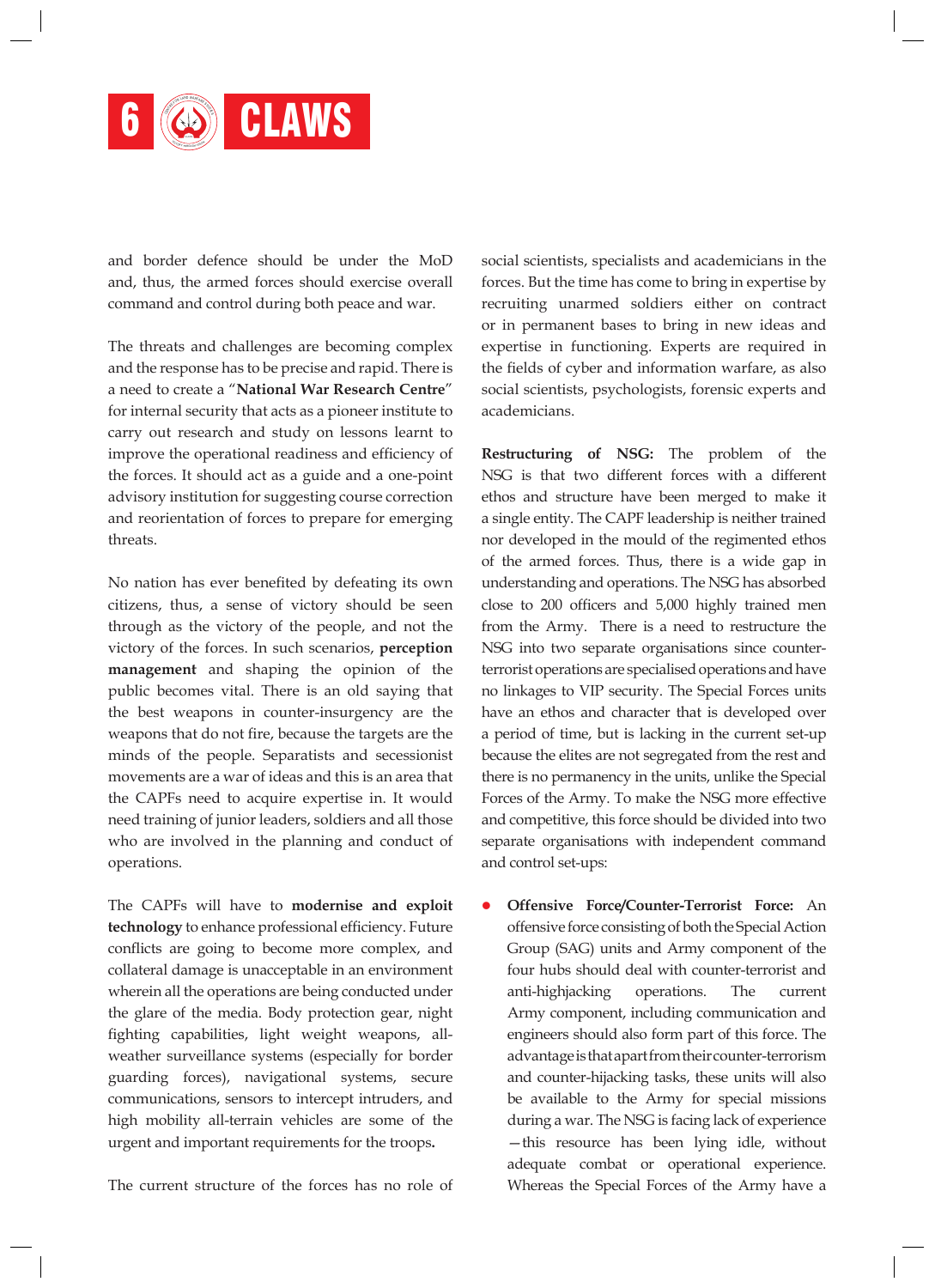and border defence should be under the MoD and, thus, the armed forces should exercise overall command and control during both peace and war.

The threats and challenges are becoming complex and the response has to be precise and rapid. There is a need to create a "**National War Research Centre**" for internal security that acts as a pioneer institute to carry out research and study on lessons learnt to improve the operational readiness and efficiency of the forces. It should act as a guide and a one-point advisory institution for suggesting course correction and reorientation of forces to prepare for emerging threats.

No nation has ever benefited by defeating its own citizens, thus, a sense of victory should be seen through as the victory of the people, and not the victory of the forces. In such scenarios, **perception management** and shaping the opinion of the public becomes vital. There is an old saying that the best weapons in counter-insurgency are the weapons that do not fire, because the targets are the minds of the people. Separatists and secessionist movements are a war of ideas and this is an area that the CAPFs need to acquire expertise in. It would need training of junior leaders, soldiers and all those who are involved in the planning and conduct of operations.

The CAPFs will have to **modernise and exploit technology** to enhance professional efficiency. Future conflicts are going to become more complex, and collateral damage is unacceptable in an environment wherein all the operations are being conducted under the glare of the media. Body protection gear, night fighting capabilities, light weight weapons, all-weather surveillance systems (especially for border guarding forces), navigational systems, secure communications, sensors to intercept intruders, and high mobility all-terrain vehicles are some of the urgent and important requirements for the troops**.**

The current structure of the forces has no role of social scientists, specialists and academicians in the forces. But the time has come to bring in expertise by recruiting unarmed soldiers either on contract or in permanent bases to bring in new ideas and expertise in functioning. Experts are required in the fields of cyber and information warfare, as also social scientists, psychologists, forensic experts and academicians.

**Restructuring of NSG:** The problem of the NSG is that two different forces with a different ethos and structure have been merged to make it a single entity. The CAPF leadership is neither trained nor developed in the mould of the regimented ethos of the armed forces. Thus, there is a wide gap in understanding and operations. The NSG has absorbed close to 200 officers and 5,000 highly trained men from the Army. There is a need to restructure the NSG into two separate organisations since counter-terrorist operations are specialised operations and have no linkages to VIP security. The Special Forces units have an ethos and character that is developed over a period of time, but is lacking in the current set-up because the elites are not segregated from the rest and there is no permanency in the units, unlike the Special Forces of the Army. To make the NSG more effective and competitive, this force should be divided into two separate organisations with independent command and control set-ups:

- **Offensive Force/Counter-Terrorist Force:** An offensive force consisting of both the Special Action Group (SAG) units and Army component of the four hubs should deal with counter-terrorist and anti-highjacking operations. The current Army component, including communication and engineers should also form part of this force. The advantage is that apart from their counter-terrorism and counter-hijacking tasks, these units will also be available to the Army for special missions during a war. The NSG is facing lack of experience—this resource has been lying idle, without adequate combat or operational experience. Whereas the Special Forces of the Army have a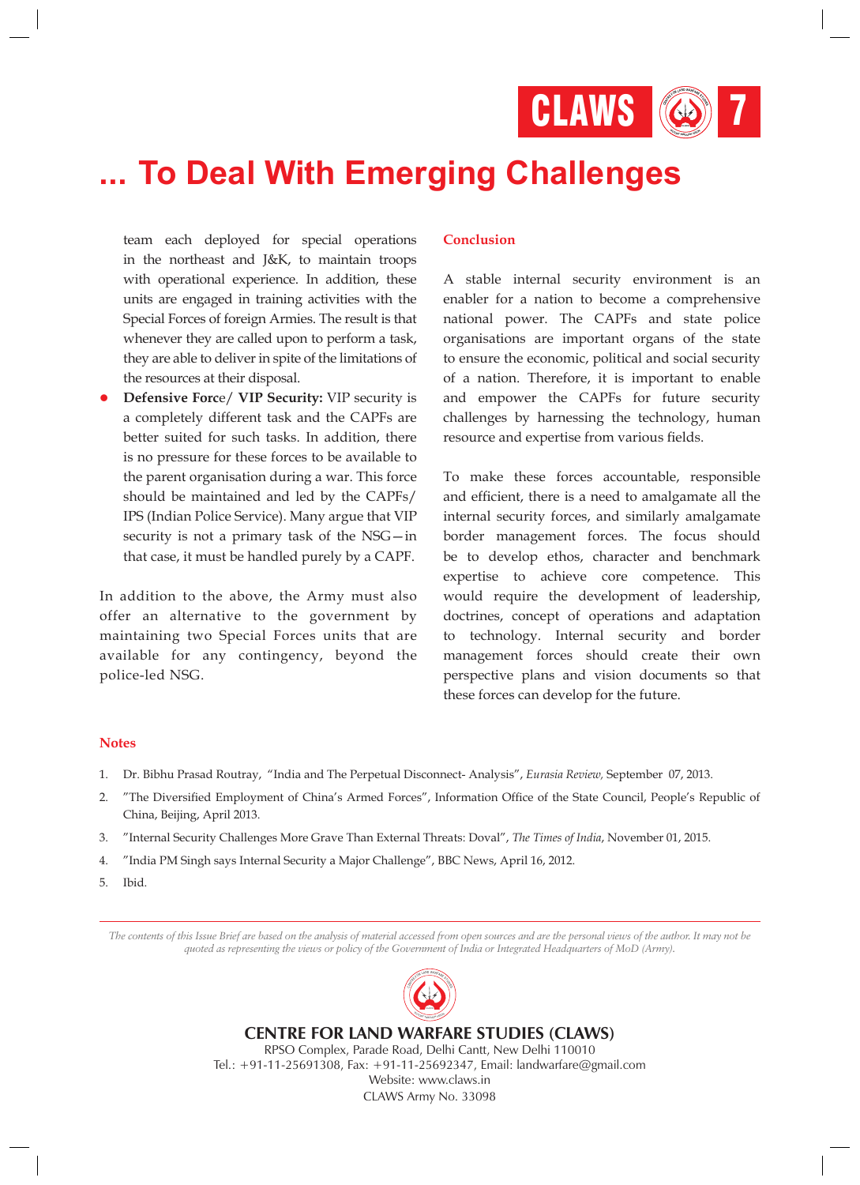# ... To Deal With Emerging Challenges

team each deployed for special operations in the northeast and J&K, to maintain troops with operational experience. In addition, these units are engaged in training activities with the Special Forces of foreign Armies. The result is that whenever they are called upon to perform a task, they are able to deliver in spite of the limitations of the resources at their disposal.

- **Defensive Force/ VIP Security:** VIP security is a completely different task and the CAPFs are better suited for such tasks. In addition, there is no pressure for these forces to be available to the parent organisation during a war. This force should be maintained and led by the CAPFs/ IPS (Indian Police Service). Many argue that VIP security is not a primary task of the NSG—in that case, it must be handled purely by a CAPF.

In addition to the above, the Army must also offer an alternative to the government by maintaining two Special Forces units that are available for any contingency, beyond the police-led NSG.

## Conclusion

A stable internal security environment is an enabler for a nation to become a comprehensive national power. The CAPFs and state police organisations are important organs of the state to ensure the economic, political and social security of a nation. Therefore, it is important to enable and empower the CAPFs for future security challenges by harnessing the technology, human resource and expertise from various fields.

To make these forces accountable, responsible and efficient, there is a need to amalgamate all the internal security forces, and similarly amalgamate border management forces. The focus should be to develop ethos, character and benchmark expertise to achieve core competence. This would require the development of leadership, doctrines, concept of operations and adaptation to technology. Internal security and border management forces should create their own perspective plans and vision documents so that these forces can develop for the future.

## Notes

1. Dr. Bibhu Prasad Routray, "India and The Perpetual Disconnect- Analysis", *Eurasia Review*, September 07, 2013.
2. "The Diversified Employment of China's Armed Forces", Information Office of the State Council, People's Republic of China, Beijing, April 2013.
3. "Internal Security Challenges More Grave Than External Threats: Doval", *The Times of India*, November 01, 2015.
4. "India PM Singh says Internal Security a Major Challenge", BBC News, April 16, 2012.
5. Ibid.

*The contents of this Issue Brief are based on the analysis of material accessed from open sources and are the personal views of the author. It may not be quoted as representing the views or policy of the Government of India or Integrated Headquarters of MoD (Army).*

**CENTRE FOR LAND WARFARE STUDIES (CLAWS)**
RPSO Complex, Parade Road, Delhi Cantt, New Delhi 110010
Tel.: +91-11-25691308, Fax: +91-11-25692347, Email: landwarfare@gmail.com
Website: www.claws.in
CLAWS Army No. 33098